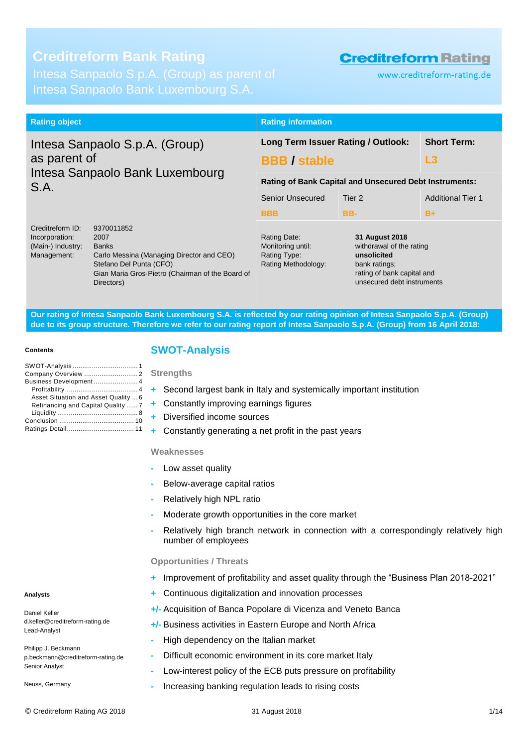# Creditreform Bank Rating

Intesa Sanpaolo S.p.A. (Group) as parent of
Intesa Sanpaolo Bank Luxembourg S.A.

Creditreform Rating
www.creditreform-rating.de

| Rating object | Rating information | | |
|---|---|---|---|
| Intesa Sanpaolo S.p.A. (Group) as parent of Intesa Sanpaolo Bank Luxembourg S.A. | **Long Term Issuer Rating / Outlook:** | | **Short Term:** |
| | **BBB / stable** | | **L3** |
| | **Rating of Bank Capital and Unsecured Debt Instruments:** | | |
| | Senior Unsecured | Tier 2 | Additional Tier 1 |
| | **BBB** | **BB-** | **B+** |

Creditreform ID: 9370011852
Incorporation: 2007
(Main-) Industry: Banks
Management: Carlo Messina (Managing Director and CEO)
Stefano Del Punta (CFO)
Gian Maria Gros-Pietro (Chairman of the Board of Directors)

Rating Date: **31 August 2018**
Monitoring until: withdrawal of the rating
Rating Type: **unsolicited**
Rating Methodology: bank ratings; rating of bank capital and unsecured debt instruments

**Our rating of Intesa Sanpaolo Bank Luxembourg S.A. is reflected by our rating opinion of Intesa Sanpaolo S.p.A. (Group) due to its group structure. Therefore we refer to our rating report of Intesa Sanpaolo S.p.A. (Group) from 16 April 2018:**

**Contents**

- SWOT-Analysis ... 1
- Company Overview ... 2
- Business Development ... 4
  - Profitability ... 4
  - Asset Situation and Asset Quality ... 6
  - Refinancing and Capital Quality ... 7
  - Liquidity ... 8
- Conclusion ... 10
- Ratings Detail ... 11

## SWOT-Analysis

### Strengths

- \+ Second largest bank in Italy and systemically important institution
- \+ Constantly improving earnings figures
- \+ Diversified income sources
- \+ Constantly generating a net profit in the past years

### Weaknesses

- \- Low asset quality
- \- Below-average capital ratios
- \- Relatively high NPL ratio
- \- Moderate growth opportunities in the core market
- \- Relatively high branch network in connection with a correspondingly relatively high number of employees

### Opportunities / Threats

- \+ Improvement of profitability and asset quality through the "Business Plan 2018-2021"
- \+ Continuous digitalization and innovation processes
- +/- Acquisition of Banca Popolare di Vicenza and Veneto Banca
- +/- Business activities in Eastern Europe and North Africa
- \- High dependency on the Italian market
- \- Difficult economic environment in its core market Italy
- \- Low-interest policy of the ECB puts pressure on profitability
- \- Increasing banking regulation leads to rising costs

**Analysts**

Daniel Keller
d.keller@creditreform-rating.de
Lead-Analyst

Philipp J. Beckmann
p.beckmann@creditreform-rating.de
Senior Analyst

Neuss, Germany

© Creditreform Rating AG 2018 — 31 August 2018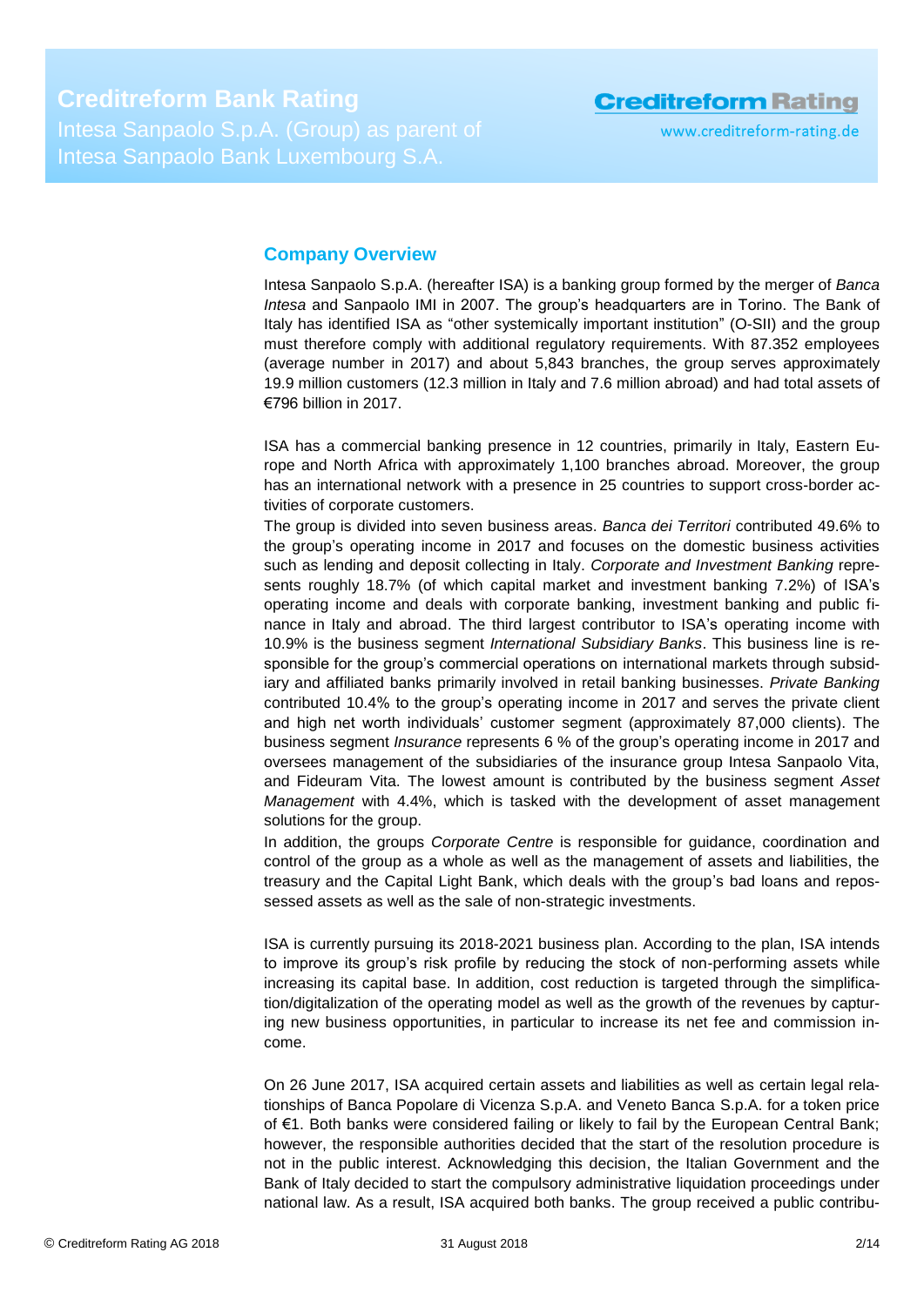## Company Overview

Intesa Sanpaolo S.p.A. (hereafter ISA) is a banking group formed by the merger of *Banca Intesa* and Sanpaolo IMI in 2007. The group's headquarters are in Torino. The Bank of Italy has identified ISA as "other systemically important institution" (O-SII) and the group must therefore comply with additional regulatory requirements. With 87.352 employees (average number in 2017) and about 5,843 branches, the group serves approximately 19.9 million customers (12.3 million in Italy and 7.6 million abroad) and had total assets of €796 billion in 2017.

ISA has a commercial banking presence in 12 countries, primarily in Italy, Eastern Europe and North Africa with approximately 1,100 branches abroad. Moreover, the group has an international network with a presence in 25 countries to support cross-border activities of corporate customers.

The group is divided into seven business areas. *Banca dei Territori* contributed 49.6% to the group's operating income in 2017 and focuses on the domestic business activities such as lending and deposit collecting in Italy. *Corporate and Investment Banking* represents roughly 18.7% (of which capital market and investment banking 7.2%) of ISA's operating income and deals with corporate banking, investment banking and public finance in Italy and abroad. The third largest contributor to ISA's operating income with 10.9% is the business segment *International Subsidiary Banks*. This business line is responsible for the group's commercial operations on international markets through subsidiary and affiliated banks primarily involved in retail banking businesses. *Private Banking* contributed 10.4% to the group's operating income in 2017 and serves the private client and high net worth individuals' customer segment (approximately 87,000 clients). The business segment *Insurance* represents 6 % of the group's operating income in 2017 and oversees management of the subsidiaries of the insurance group Intesa Sanpaolo Vita, and Fideuram Vita. The lowest amount is contributed by the business segment *Asset Management* with 4.4%, which is tasked with the development of asset management solutions for the group.

In addition, the groups *Corporate Centre* is responsible for guidance, coordination and control of the group as a whole as well as the management of assets and liabilities, the treasury and the Capital Light Bank, which deals with the group's bad loans and repossessed assets as well as the sale of non-strategic investments.

ISA is currently pursuing its 2018-2021 business plan. According to the plan, ISA intends to improve its group's risk profile by reducing the stock of non-performing assets while increasing its capital base. In addition, cost reduction is targeted through the simplification/digitalization of the operating model as well as the growth of the revenues by capturing new business opportunities, in particular to increase its net fee and commission income.

On 26 June 2017, ISA acquired certain assets and liabilities as well as certain legal relationships of Banca Popolare di Vicenza S.p.A. and Veneto Banca S.p.A. for a token price of €1. Both banks were considered failing or likely to fail by the European Central Bank; however, the responsible authorities decided that the start of the resolution procedure is not in the public interest. Acknowledging this decision, the Italian Government and the Bank of Italy decided to start the compulsory administrative liquidation proceedings under national law. As a result, ISA acquired both banks. The group received a public contribu-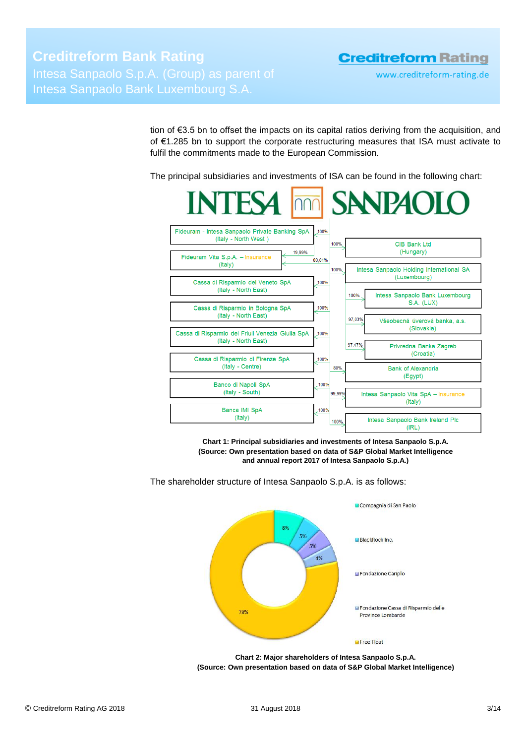tion of €3.5 bn to offset the impacts on its capital ratios deriving from the acquisition, and of €1.285 bn to support the corporate restructuring measures that ISA must activate to fulfil the commitments made to the European Commission.

The principal subsidiaries and investments of ISA can be found in the following chart:

**Chart 1: Principal subsidiaries and investments of Intesa Sanpaolo S.p.A. (Source: Own presentation based on data of S&P Global Market Intelligence and annual report 2017 of Intesa Sanpaolo S.p.A.)**

The shareholder structure of Intesa Sanpaolo S.p.A. is as follows:

**Chart 2: Major shareholders of Intesa Sanpaolo S.p.A. (Source: Own presentation based on data of S&P Global Market Intelligence)**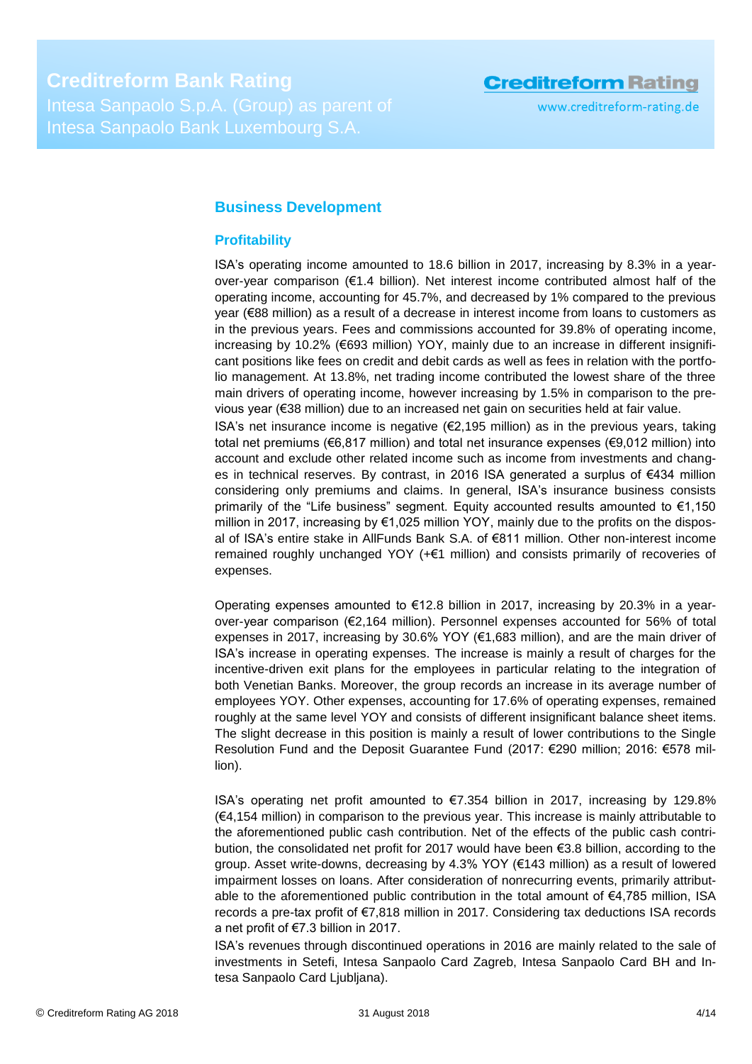## Business Development

### Profitability

ISA's operating income amounted to 18.6 billion in 2017, increasing by 8.3% in a year-over-year comparison (€1.4 billion). Net interest income contributed almost half of the operating income, accounting for 45.7%, and decreased by 1% compared to the previous year (€88 million) as a result of a decrease in interest income from loans to customers as in the previous years. Fees and commissions accounted for 39.8% of operating income, increasing by 10.2% (€693 million) YOY, mainly due to an increase in different insignificant positions like fees on credit and debit cards as well as fees in relation with the portfolio management. At 13.8%, net trading income contributed the lowest share of the three main drivers of operating income, however increasing by 1.5% in comparison to the previous year (€38 million) due to an increased net gain on securities held at fair value.

ISA's net insurance income is negative (€2,195 million) as in the previous years, taking total net premiums (€6,817 million) and total net insurance expenses (€9,012 million) into account and exclude other related income such as income from investments and changes in technical reserves. By contrast, in 2016 ISA generated a surplus of €434 million considering only premiums and claims. In general, ISA's insurance business consists primarily of the "Life business" segment. Equity accounted results amounted to €1,150 million in 2017, increasing by €1,025 million YOY, mainly due to the profits on the disposal of ISA's entire stake in AllFunds Bank S.A. of €811 million. Other non-interest income remained roughly unchanged YOY (+€1 million) and consists primarily of recoveries of expenses.

Operating expenses amounted to €12.8 billion in 2017, increasing by 20.3% in a year-over-year comparison (€2,164 million). Personnel expenses accounted for 56% of total expenses in 2017, increasing by 30.6% YOY (€1,683 million), and are the main driver of ISA's increase in operating expenses. The increase is mainly a result of charges for the incentive-driven exit plans for the employees in particular relating to the integration of both Venetian Banks. Moreover, the group records an increase in its average number of employees YOY. Other expenses, accounting for 17.6% of operating expenses, remained roughly at the same level YOY and consists of different insignificant balance sheet items. The slight decrease in this position is mainly a result of lower contributions to the Single Resolution Fund and the Deposit Guarantee Fund (2017: €290 million; 2016: €578 million).

ISA's operating net profit amounted to €7.354 billion in 2017, increasing by 129.8% (€4,154 million) in comparison to the previous year. This increase is mainly attributable to the aforementioned public cash contribution. Net of the effects of the public cash contribution, the consolidated net profit for 2017 would have been €3.8 billion, according to the group. Asset write-downs, decreasing by 4.3% YOY (€143 million) as a result of lowered impairment losses on loans. After consideration of nonrecurring events, primarily attributable to the aforementioned public contribution in the total amount of €4,785 million, ISA records a pre-tax profit of €7,818 million in 2017. Considering tax deductions ISA records a net profit of €7.3 billion in 2017.

ISA's revenues through discontinued operations in 2016 are mainly related to the sale of investments in Setefi, Intesa Sanpaolo Card Zagreb, Intesa Sanpaolo Card BH and Intesa Sanpaolo Card Ljubljana).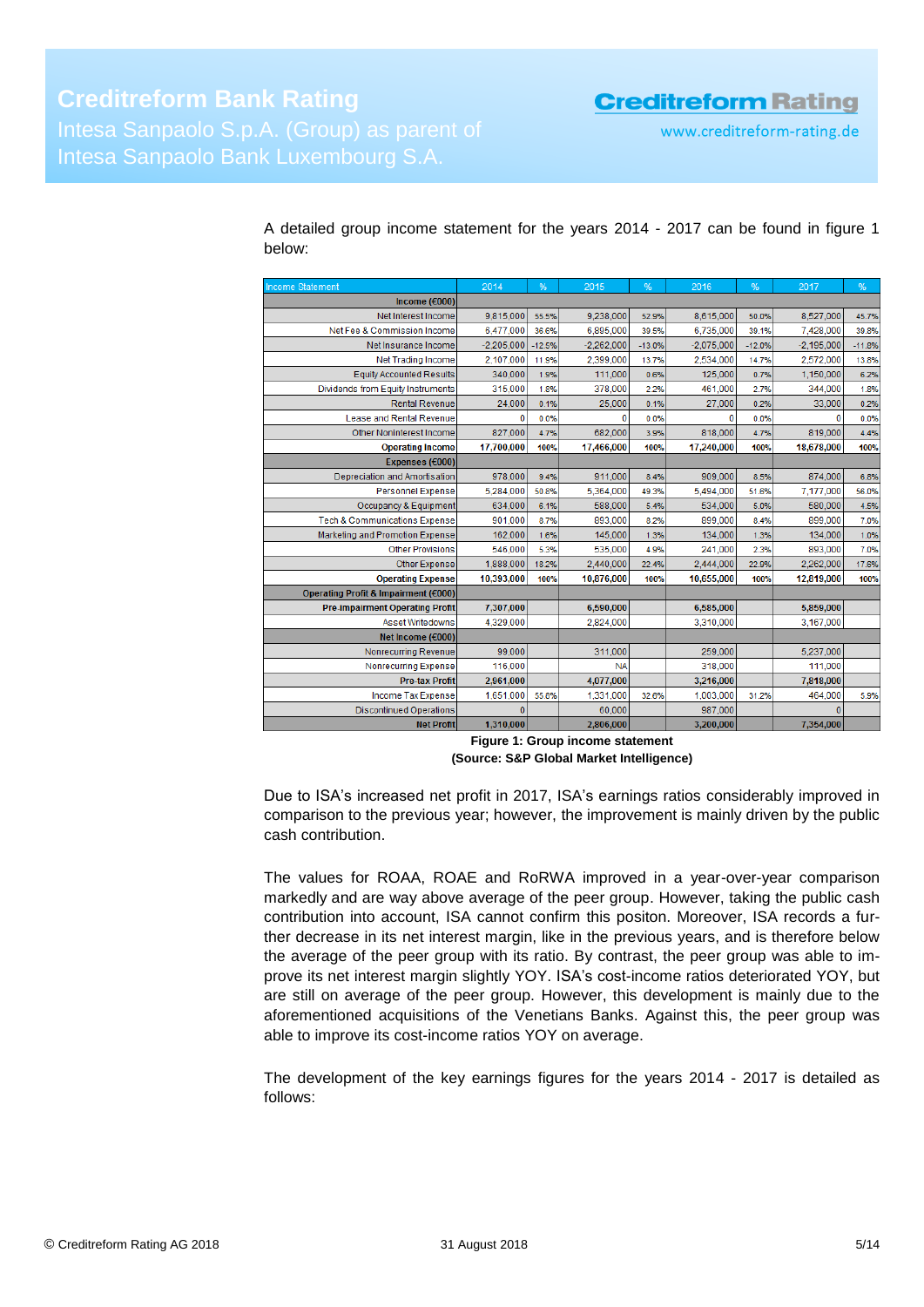A detailed group income statement for the years 2014 - 2017 can be found in figure 1 below:

| Income Statement | 2014 | % | 2015 | % | 2016 | % | 2017 | % |
|---|---|---|---|---|---|---|---|---|
| **Income (€000)** | | | | | | | | |
| Net Interest Income | 9,815,000 | 55.5% | 9,238,000 | 52.9% | 8,615,000 | 50.0% | 8,527,000 | 45.7% |
| Net Fee & Commission Income | 6,477,000 | 36.6% | 6,895,000 | 39.5% | 6,735,000 | 39.1% | 7,428,000 | 39.8% |
| Net Insurance Income | -2,205,000 | -12.5% | -2,262,000 | -13.0% | -2,075,000 | -12.0% | -2,195,000 | -11.8% |
| Net Trading Income | 2,107,000 | 11.9% | 2,399,000 | 13.7% | 2,534,000 | 14.7% | 2,572,000 | 13.8% |
| Equity Accounted Results | 340,000 | 1.9% | 111,000 | 0.6% | 125,000 | 0.7% | 1,150,000 | 6.2% |
| Dividends from Equity Instruments | 315,000 | 1.8% | 378,000 | 2.2% | 461,000 | 2.7% | 344,000 | 1.8% |
| Rental Revenue | 24,000 | 0.1% | 25,000 | 0.1% | 27,000 | 0.2% | 33,000 | 0.2% |
| Lease and Rental Revenue | 0 | 0.0% | 0 | 0.0% | 0 | 0.0% | 0 | 0.0% |
| Other Noninterest Income | 827,000 | 4.7% | 682,000 | 3.9% | 818,000 | 4.7% | 819,000 | 4.4% |
| **Operating Income** | **17,700,000** | **100%** | **17,466,000** | **100%** | **17,240,000** | **100%** | **18,678,000** | **100%** |
| **Expenses (€000)** | | | | | | | | |
| Depreciation and Amortisation | 978,000 | 9.4% | 911,000 | 8.4% | 909,000 | 8.5% | 874,000 | 6.8% |
| Personnel Expense | 5,284,000 | 50.8% | 5,364,000 | 49.3% | 5,494,000 | 51.6% | 7,177,000 | 56.0% |
| Occupancy & Equipment | 634,000 | 6.1% | 588,000 | 5.4% | 534,000 | 5.0% | 580,000 | 4.5% |
| Tech & Communications Expense | 901,000 | 8.7% | 893,000 | 8.2% | 899,000 | 8.4% | 899,000 | 7.0% |
| Marketing and Promotion Expense | 162,000 | 1.6% | 145,000 | 1.3% | 134,000 | 1.3% | 134,000 | 1.0% |
| Other Provisions | 546,000 | 5.3% | 535,000 | 4.9% | 241,000 | 2.3% | 893,000 | 7.0% |
| Other Expense | 1,888,000 | 18.2% | 2,440,000 | 22.4% | 2,444,000 | 22.9% | 2,262,000 | 17.6% |
| **Operating Expense** | **10,393,000** | **100%** | **10,876,000** | **100%** | **10,655,000** | **100%** | **12,819,000** | **100%** |
| **Operating Profit & Impairment (€000)** | | | | | | | | |
| **Pre-impairment Operating Profit** | **7,307,000** | | **6,590,000** | | **6,585,000** | | **5,859,000** | |
| Asset Writedowns | 4,329,000 | | 2,824,000 | | 3,310,000 | | 3,167,000 | |
| **Net Income (€000)** | | | | | | | | |
| Nonrecurring Revenue | 99,000 | | 311,000 | | 259,000 | | 5,237,000 | |
| Nonrecurring Expense | 116,000 | | NA | | 318,000 | | 111,000 | |
| **Pre-tax Profit** | **2,961,000** | | **4,077,000** | | **3,216,000** | | **7,818,000** | |
| Income Tax Expense | 1,651,000 | 55.8% | 1,331,000 | 32.6% | 1,003,000 | 31.2% | 464,000 | 5.9% |
| Discontinued Operations | 0 | | 60,000 | | 987,000 | | 0 | |
| **Net Profit** | **1,310,000** | | **2,806,000** | | **3,200,000** | | **7,354,000** | |

**Figure 1: Group income statement**
**(Source: S&P Global Market Intelligence)**

Due to ISA's increased net profit in 2017, ISA's earnings ratios considerably improved in comparison to the previous year; however, the improvement is mainly driven by the public cash contribution.

The values for ROAA, ROAE and RoRWA improved in a year-over-year comparison markedly and are way above average of the peer group. However, taking the public cash contribution into account, ISA cannot confirm this positon. Moreover, ISA records a further decrease in its net interest margin, like in the previous years, and is therefore below the average of the peer group with its ratio. By contrast, the peer group was able to improve its net interest margin slightly YOY. ISA's cost-income ratios deteriorated YOY, but are still on average of the peer group. However, this development is mainly due to the aforementioned acquisitions of the Venetians Banks. Against this, the peer group was able to improve its cost-income ratios YOY on average.

The development of the key earnings figures for the years 2014 - 2017 is detailed as follows: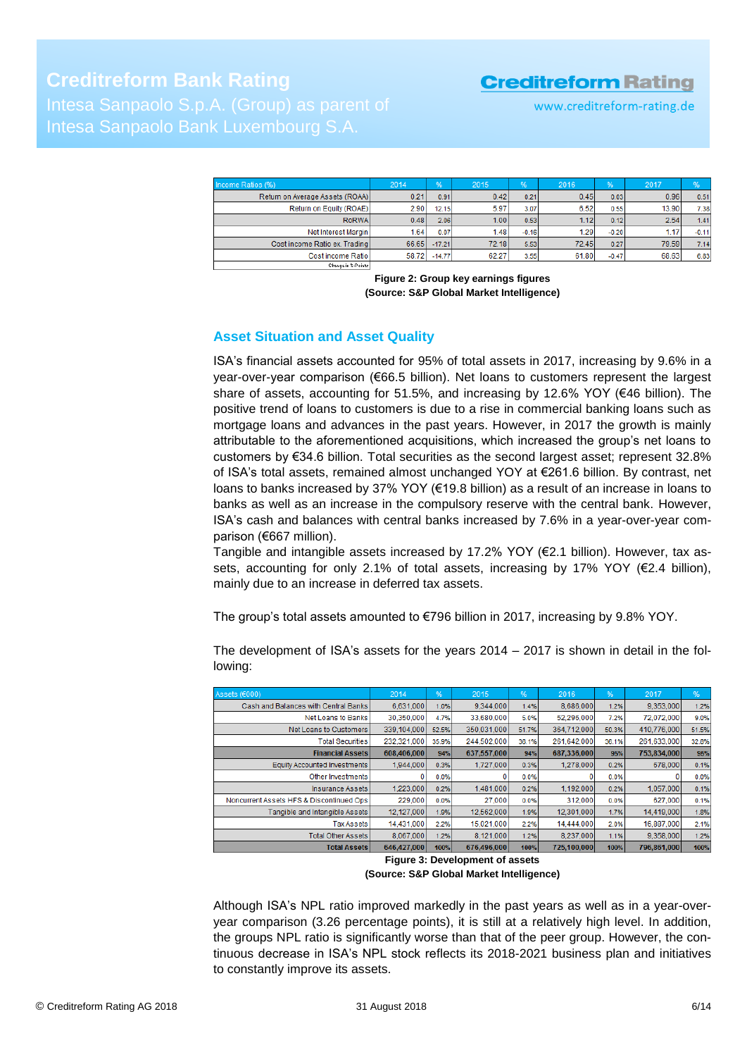| Income Ratios (%) | 2014 | % | 2015 | % | 2016 | % | 2017 | % |
|---|---|---|---|---|---|---|---|---|
| Return on Average Assets (ROAA) | 0.21 | 0.91 | 0.42 | 0.21 | 0.45 | 0.03 | 0.96 | 0.51 |
| Return on Equity (ROAE) | 2.90 | 12.15 | 5.97 | 3.07 | 6.52 | 0.55 | 13.90 | 7.38 |
| RoRWA | 0.48 | 2.06 | 1.00 | 0.53 | 1.12 | 0.12 | 2.54 | 1.41 |
| Net Interest Margin | 1.64 | 0.07 | 1.48 | -0.16 | 1.29 | -0.20 | 1.17 | -0.11 |
| Cost income Ratio ex. Trading | 66.65 | -17.21 | 72.18 | 5.53 | 72.45 | 0.27 | 79.59 | 7.14 |
| Cost income Ratio | 58.72 | -14.77 | 62.27 | 3.55 | 61.80 | -0.47 | 68.63 | 6.83 |
| Change in %-Points | | | | | | | | |

**Figure 2: Group key earnings figures**
**(Source: S&P Global Market Intelligence)**

## Asset Situation and Asset Quality

ISA's financial assets accounted for 95% of total assets in 2017, increasing by 9.6% in a year-over-year comparison (€66.5 billion). Net loans to customers represent the largest share of assets, accounting for 51.5%, and increasing by 12.6% YOY (€46 billion). The positive trend of loans to customers is due to a rise in commercial banking loans such as mortgage loans and advances in the past years. However, in 2017 the growth is mainly attributable to the aforementioned acquisitions, which increased the group's net loans to customers by €34.6 billion. Total securities as the second largest asset; represent 32.8% of ISA's total assets, remained almost unchanged YOY at €261.6 billion. By contrast, net loans to banks increased by 37% YOY (€19.8 billion) as a result of an increase in loans to banks as well as an increase in the compulsory reserve with the central bank. However, ISA's cash and balances with central banks increased by 7.6% in a year-over-year comparison (€667 million).
Tangible and intangible assets increased by 17.2% YOY (€2.1 billion). However, tax assets, accounting for only 2.1% of total assets, increasing by 17% YOY (€2.4 billion), mainly due to an increase in deferred tax assets.

The group's total assets amounted to €796 billion in 2017, increasing by 9.8% YOY.

The development of ISA's assets for the years 2014 – 2017 is shown in detail in the following:

| Assets (€000) | 2014 | % | 2015 | % | 2016 | % | 2017 | % |
|---|---|---|---|---|---|---|---|---|
| Cash and Balances with Central Banks | 6,631,000 | 1.0% | 9,344,000 | 1.4% | 8,686,000 | 1.2% | 9,353,000 | 1.2% |
| Net Loans to Banks | 30,350,000 | 4.7% | 33,680,000 | 5.0% | 52,296,000 | 7.2% | 72,072,000 | 9.0% |
| Net Loans to Customers | 339,104,000 | 52.5% | 350,031,000 | 51.7% | 364,712,000 | 50.3% | 410,776,000 | 51.5% |
| Total Securities | 232,321,000 | 35.9% | 244,502,000 | 36.1% | 261,642,000 | 36.1% | 261,633,000 | 32.8% |
| **Financial Assets** | **608,406,000** | **94%** | **637,557,000** | **94%** | **687,336,000** | **95%** | **753,834,000** | **95%** |
| Equity Accounted Investments | 1,944,000 | 0.3% | 1,727,000 | 0.3% | 1,278,000 | 0.2% | 678,000 | 0.1% |
| Other Investments | 0 | 0.0% | 0 | 0.0% | 0 | 0.0% | 0 | 0.0% |
| Insurance Assets | 1,223,000 | 0.2% | 1,481,000 | 0.2% | 1,192,000 | 0.2% | 1,057,000 | 0.1% |
| Noncurrent Assets HFS & Discontinued Ops | 229,000 | 0.0% | 27,000 | 0.0% | 312,000 | 0.0% | 627,000 | 0.1% |
| Tangible and Intangible Assets | 12,127,000 | 1.9% | 12,562,000 | 1.9% | 12,301,000 | 1.7% | 14,419,000 | 1.8% |
| Tax Assets | 14,431,000 | 2.2% | 15,021,000 | 2.2% | 14,444,000 | 2.0% | 16,887,000 | 2.1% |
| Total Other Assets | 8,067,000 | 1.2% | 8,121,000 | 1.2% | 8,237,000 | 1.1% | 9,358,000 | 1.2% |
| **Total Assets** | **646,427,000** | **100%** | **676,496,000** | **100%** | **725,100,000** | **100%** | **796,861,000** | **100%** |

**Figure 3: Development of assets**
**(Source: S&P Global Market Intelligence)**

Although ISA's NPL ratio improved markedly in the past years as well as in a year-over-year comparison (3.26 percentage points), it is still at a relatively high level. In addition, the groups NPL ratio is significantly worse than that of the peer group. However, the continuous decrease in ISA's NPL stock reflects its 2018-2021 business plan and initiatives to constantly improve its assets.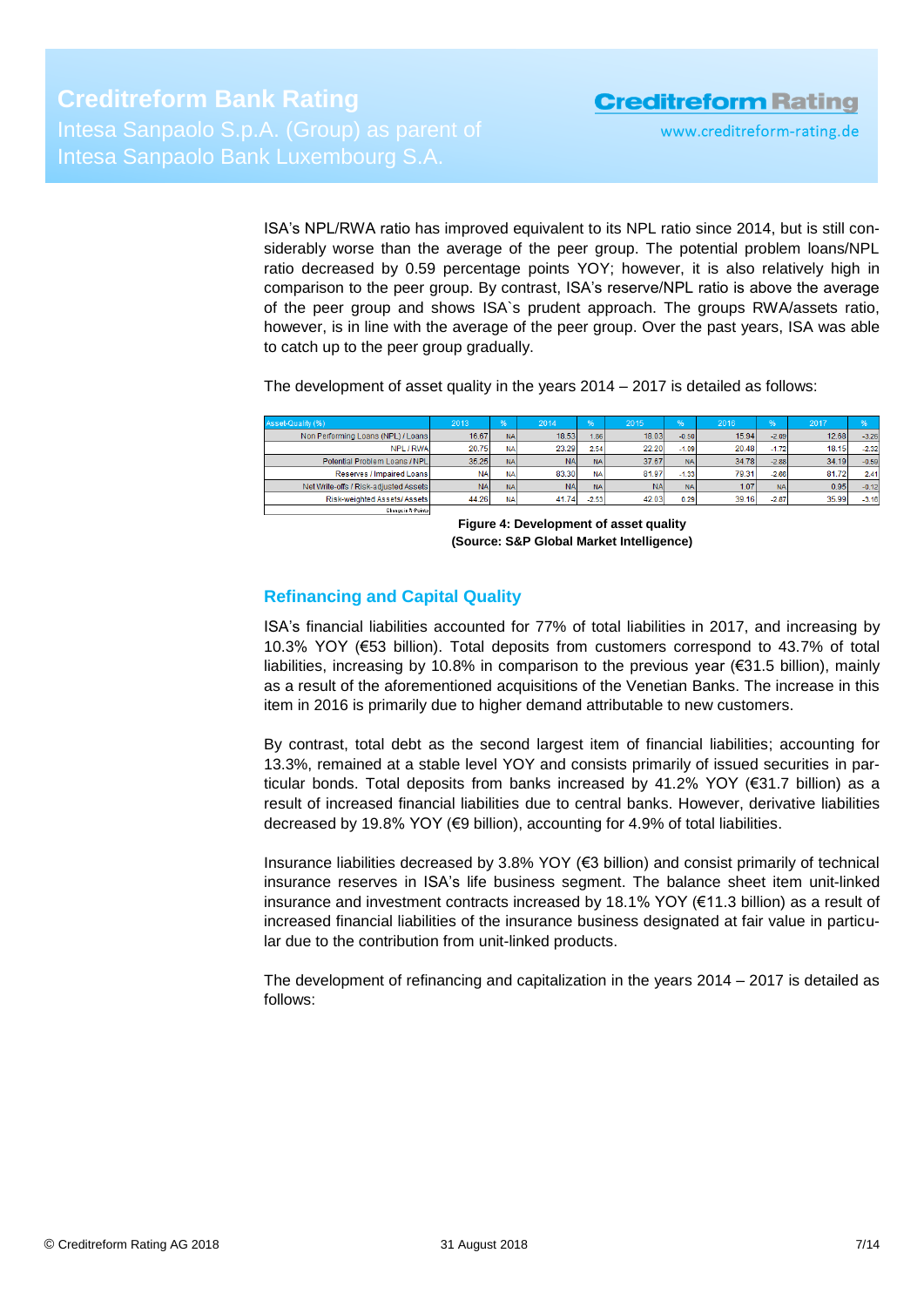ISA's NPL/RWA ratio has improved equivalent to its NPL ratio since 2014, but is still considerably worse than the average of the peer group. The potential problem loans/NPL ratio decreased by 0.59 percentage points YOY; however, it is also relatively high in comparison to the peer group. By contrast, ISA's reserve/NPL ratio is above the average of the peer group and shows ISA`s prudent approach. The groups RWA/assets ratio, however, is in line with the average of the peer group. Over the past years, ISA was able to catch up to the peer group gradually.

The development of asset quality in the years 2014 – 2017 is detailed as follows:

| Asset-Quality (%) | 2013 | % | 2014 | % | 2015 | % | 2016 | % | 2017 | % |
|---|---|---|---|---|---|---|---|---|---|---|
| Non Performing Loans (NPL) / Loans | 16.67 | NA | 18.53 | 1.86 | 18.03 | -0.50 | 15.94 | -2.09 | 12.68 | -3.26 |
| NPL / RWA | 20.75 | NA | 23.29 | 2.54 | 22.20 | -1.09 | 20.48 | -1.72 | 18.15 | -2.32 |
| Potential Problem Loans / NPL | 35.25 | NA | NA | NA | 37.67 | NA | 34.78 | -2.88 | 34.19 | -0.59 |
| Reserves / Impaired Loans | NA | NA | 83.30 | NA | 81.97 | -1.33 | 79.31 | -2.66 | 81.72 | 2.41 |
| Net Write-offs / Risk-adjusted Assets | NA | NA | NA | NA | NA | NA | 1.07 | NA | 0.95 | -0.12 |
| Risk-weighted Assets/ Assets | 44.26 | NA | 41.74 | -2.53 | 42.03 | 0.29 | 39.16 | -2.87 | 35.99 | -3.16 |
| Change in % Points | | | | | | | | | | |

**Figure 4: Development of asset quality**
**(Source: S&P Global Market Intelligence)**

## Refinancing and Capital Quality

ISA's financial liabilities accounted for 77% of total liabilities in 2017, and increasing by 10.3% YOY (€53 billion). Total deposits from customers correspond to 43.7% of total liabilities, increasing by 10.8% in comparison to the previous year (€31.5 billion), mainly as a result of the aforementioned acquisitions of the Venetian Banks. The increase in this item in 2016 is primarily due to higher demand attributable to new customers.

By contrast, total debt as the second largest item of financial liabilities; accounting for 13.3%, remained at a stable level YOY and consists primarily of issued securities in particular bonds. Total deposits from banks increased by 41.2% YOY (€31.7 billion) as a result of increased financial liabilities due to central banks. However, derivative liabilities decreased by 19.8% YOY (€9 billion), accounting for 4.9% of total liabilities.

Insurance liabilities decreased by 3.8% YOY (€3 billion) and consist primarily of technical insurance reserves in ISA's life business segment. The balance sheet item unit-linked insurance and investment contracts increased by 18.1% YOY (€11.3 billion) as a result of increased financial liabilities of the insurance business designated at fair value in particular due to the contribution from unit-linked products.

The development of refinancing and capitalization in the years 2014 – 2017 is detailed as follows: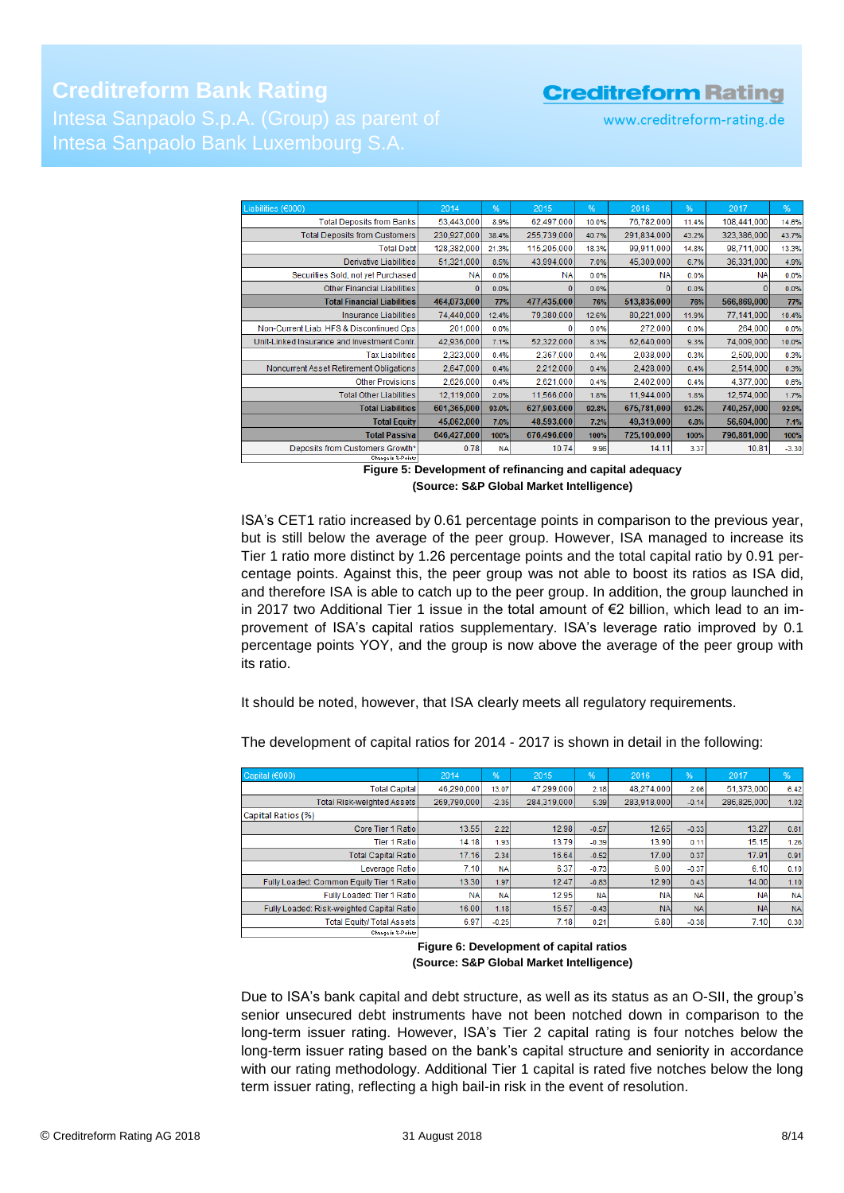| Liabilities (€000) | 2014 | % | 2015 | % | 2016 | % | 2017 | % |
|---|---|---|---|---|---|---|---|---|
| Total Deposits from Banks | 53,443,000 | 8.9% | 62,497,000 | 10.0% | 76,782,000 | 11.4% | 108,441,000 | 14.6% |
| Total Deposits from Customers | 230,927,000 | 38.4% | 255,739,000 | 40.7% | 291,834,000 | 43.2% | 323,386,000 | 43.7% |
| Total Debt | 128,382,000 | 21.3% | 115,205,000 | 18.3% | 99,911,000 | 14.8% | 98,711,000 | 13.3% |
| Derivative Liabilities | 51,321,000 | 8.5% | 43,994,000 | 7.0% | 45,309,000 | 6.7% | 36,331,000 | 4.9% |
| Securities Sold, not yet Purchased | NA | 0.0% | NA | 0.0% | NA | 0.0% | NA | 0.0% |
| Other Financial Liabilities | 0 | 0.0% | 0 | 0.0% | 0 | 0.0% | 0 | 0.0% |
| **Total Financial Liabilities** | **464,073,000** | **77%** | **477,435,000** | **76%** | **513,836,000** | **76%** | **566,869,000** | **77%** |
| Insurance Liabilities | 74,440,000 | 12.4% | 79,380,000 | 12.6% | 80,221,000 | 11.9% | 77,141,000 | 10.4% |
| Non-Current Liab. HFS & Discontinued Ops | 201,000 | 0.0% | 0 | 0.0% | 272,000 | 0.0% | 264,000 | 0.0% |
| Unit-Linked Insurance and Investment Contr. | 42,936,000 | 7.1% | 52,322,000 | 8.3% | 62,640,000 | 9.3% | 74,009,000 | 10.0% |
| Tax Liabilities | 2,323,000 | 0.4% | 2,367,000 | 0.4% | 2,038,000 | 0.3% | 2,509,000 | 0.3% |
| Noncurrent Asset Retirement Obligations | 2,647,000 | 0.4% | 2,212,000 | 0.4% | 2,428,000 | 0.4% | 2,514,000 | 0.3% |
| Other Provisions | 2,626,000 | 0.4% | 2,621,000 | 0.4% | 2,402,000 | 0.4% | 4,377,000 | 0.6% |
| Total Other Liabilities | 12,119,000 | 2.0% | 11,566,000 | 1.8% | 11,944,000 | 1.8% | 12,574,000 | 1.7% |
| **Total Liabilities** | **601,365,000** | **93.0%** | **627,903,000** | **92.8%** | **675,781,000** | **93.2%** | **740,257,000** | **92.9%** |
| **Total Equity** | **45,062,000** | **7.0%** | **48,593,000** | **7.2%** | **49,319,000** | **6.8%** | **56,604,000** | **7.1%** |
| **Total Passiva** | **646,427,000** | **100%** | **676,496,000** | **100%** | **725,100,000** | **100%** | **796,861,000** | **100%** |
| Deposits from Customers Growth* | 0.78 | NA | 10.74 | 9.96 | 14.11 | 3.37 | 10.81 | -3.30 |

*Change in %-Points

**Figure 5: Development of refinancing and capital adequacy**
**(Source: S&P Global Market Intelligence)**

ISA's CET1 ratio increased by 0.61 percentage points in comparison to the previous year, but is still below the average of the peer group. However, ISA managed to increase its Tier 1 ratio more distinct by 1.26 percentage points and the total capital ratio by 0.91 percentage points. Against this, the peer group was not able to boost its ratios as ISA did, and therefore ISA is able to catch up to the peer group. In addition, the group launched in in 2017 two Additional Tier 1 issue in the total amount of €2 billion, which lead to an improvement of ISA's capital ratios supplementary. ISA's leverage ratio improved by 0.1 percentage points YOY, and the group is now above the average of the peer group with its ratio.

It should be noted, however, that ISA clearly meets all regulatory requirements.

The development of capital ratios for 2014 - 2017 is shown in detail in the following:

| Capital (€000) | 2014 | % | 2015 | % | 2016 | % | 2017 | % |
|---|---|---|---|---|---|---|---|---|
| Total Capital | 46,290,000 | 13.07 | 47,299,000 | 2.18 | 48,274,000 | 2.06 | 51,373,000 | 6.42 |
| Total Risk-weighted Assets | 269,790,000 | -2.35 | 284,319,000 | 5.39 | 283,918,000 | -0.14 | 286,825,000 | 1.02 |
| Capital Ratios (%) | | | | | | | | |
| Core Tier 1 Ratio | 13.55 | 2.22 | 12.98 | -0.57 | 12.65 | -0.33 | 13.27 | 0.61 |
| Tier 1 Ratio | 14.18 | 1.93 | 13.79 | -0.39 | 13.90 | 0.11 | 15.15 | 1.26 |
| Total Capital Ratio | 17.16 | 2.34 | 16.64 | -0.52 | 17.00 | 0.37 | 17.91 | 0.91 |
| Leverage Ratio | 7.10 | NA | 6.37 | -0.73 | 6.00 | -0.37 | 6.10 | 0.10 |
| Fully Loaded: Common Equity Tier 1 Ratio | 13.30 | 1.97 | 12.47 | -0.83 | 12.90 | 0.43 | 14.00 | 1.10 |
| Fully Loaded: Tier 1 Ratio | NA | NA | 12.95 | NA | NA | NA | NA | NA |
| Fully Loaded: Risk-weighted Capital Ratio | 16.00 | 1.18 | 15.57 | -0.43 | NA | NA | NA | NA |
| Total Equity/ Total Assets | 6.97 | -0.25 | 7.18 | 0.21 | 6.80 | -0.38 | 7.10 | 0.30 |

*Change in %-Points

**Figure 6: Development of capital ratios**
**(Source: S&P Global Market Intelligence)**

Due to ISA's bank capital and debt structure, as well as its status as an O-SII, the group's senior unsecured debt instruments have not been notched down in comparison to the long-term issuer rating. However, ISA's Tier 2 capital rating is four notches below the long-term issuer rating based on the bank's capital structure and seniority in accordance with our rating methodology. Additional Tier 1 capital is rated five notches below the long term issuer rating, reflecting a high bail-in risk in the event of resolution.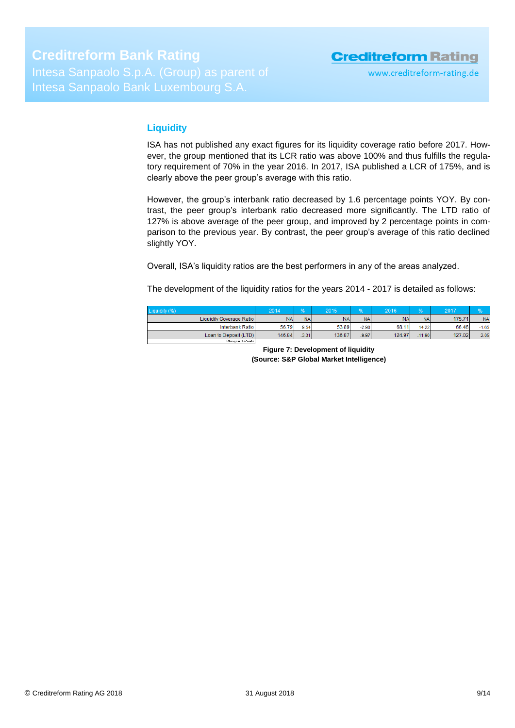## Liquidity

ISA has not published any exact figures for its liquidity coverage ratio before 2017. However, the group mentioned that its LCR ratio was above 100% and thus fulfills the regulatory requirement of 70% in the year 2016. In 2017, ISA published a LCR of 175%, and is clearly above the peer group's average with this ratio.

However, the group's interbank ratio decreased by 1.6 percentage points YOY. By contrast, the peer group's interbank ratio decreased more significantly. The LTD ratio of 127% is above average of the peer group, and improved by 2 percentage points in comparison to the previous year. By contrast, the peer group's average of this ratio declined slightly YOY.

Overall, ISA's liquidity ratios are the best performers in any of the areas analyzed.

The development of the liquidity ratios for the years 2014 - 2017 is detailed as follows:

| Liquidity (%) | 2014 | % | 2015 | % | 2016 | % | 2017 | % |
|---|---|---|---|---|---|---|---|---|
| Liquidity Coverage Ratio | NA | NA | NA | NA | NA | NA | 175.71 | NA |
| Interbank Ratio | 56.79 | 9.54 | 53.89 | -2.90 | 68.11 | 14.22 | 66.46 | -1.65 |
| Loan to Deposit (LTD) | 146.84 | -3.31 | 136.87 | -9.97 | 124.97 | -11.90 | 127.02 | 2.05 |
| Change in %-Points | | | | | | | | |

**Figure 7: Development of liquidity**
**(Source: S&P Global Market Intelligence)**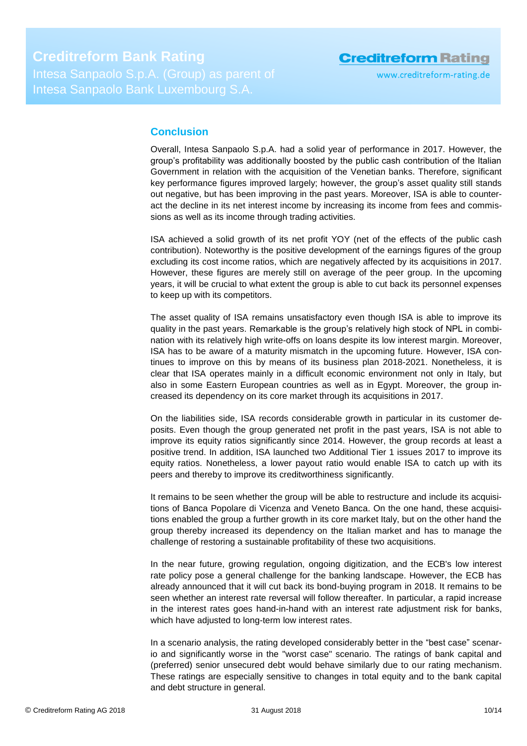## Conclusion

Overall, Intesa Sanpaolo S.p.A. had a solid year of performance in 2017. However, the group's profitability was additionally boosted by the public cash contribution of the Italian Government in relation with the acquisition of the Venetian banks. Therefore, significant key performance figures improved largely; however, the group's asset quality still stands out negative, but has been improving in the past years. Moreover, ISA is able to counteract the decline in its net interest income by increasing its income from fees and commissions as well as its income through trading activities.

ISA achieved a solid growth of its net profit YOY (net of the effects of the public cash contribution). Noteworthy is the positive development of the earnings figures of the group excluding its cost income ratios, which are negatively affected by its acquisitions in 2017. However, these figures are merely still on average of the peer group. In the upcoming years, it will be crucial to what extent the group is able to cut back its personnel expenses to keep up with its competitors.

The asset quality of ISA remains unsatisfactory even though ISA is able to improve its quality in the past years. Remarkable is the group's relatively high stock of NPL in combination with its relatively high write-offs on loans despite its low interest margin. Moreover, ISA has to be aware of a maturity mismatch in the upcoming future. However, ISA continues to improve on this by means of its business plan 2018-2021. Nonetheless, it is clear that ISA operates mainly in a difficult economic environment not only in Italy, but also in some Eastern European countries as well as in Egypt. Moreover, the group increased its dependency on its core market through its acquisitions in 2017.

On the liabilities side, ISA records considerable growth in particular in its customer deposits. Even though the group generated net profit in the past years, ISA is not able to improve its equity ratios significantly since 2014. However, the group records at least a positive trend. In addition, ISA launched two Additional Tier 1 issues 2017 to improve its equity ratios. Nonetheless, a lower payout ratio would enable ISA to catch up with its peers and thereby to improve its creditworthiness significantly.

It remains to be seen whether the group will be able to restructure and include its acquisitions of Banca Popolare di Vicenza and Veneto Banca. On the one hand, these acquisitions enabled the group a further growth in its core market Italy, but on the other hand the group thereby increased its dependency on the Italian market and has to manage the challenge of restoring a sustainable profitability of these two acquisitions.

In the near future, growing regulation, ongoing digitization, and the ECB's low interest rate policy pose a general challenge for the banking landscape. However, the ECB has already announced that it will cut back its bond-buying program in 2018. It remains to be seen whether an interest rate reversal will follow thereafter. In particular, a rapid increase in the interest rates goes hand-in-hand with an interest rate adjustment risk for banks, which have adjusted to long-term low interest rates.

In a scenario analysis, the rating developed considerably better in the "best case" scenario and significantly worse in the "worst case" scenario. The ratings of bank capital and (preferred) senior unsecured debt would behave similarly due to our rating mechanism. These ratings are especially sensitive to changes in total equity and to the bank capital and debt structure in general.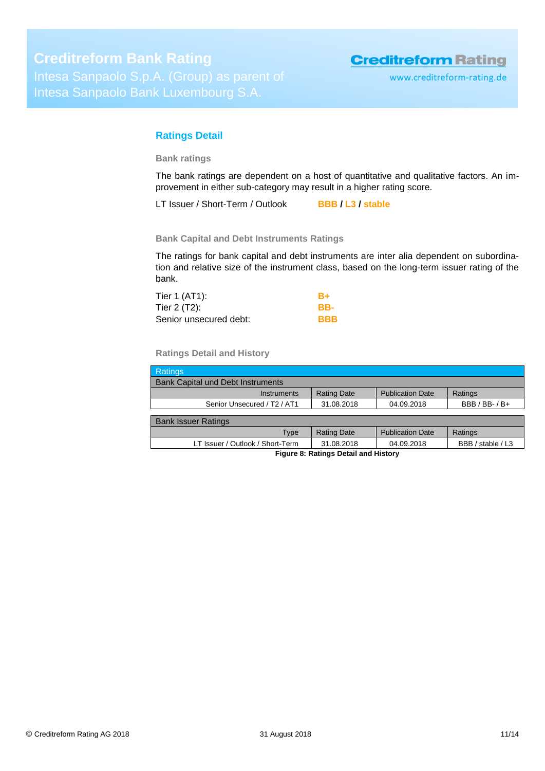## Ratings Detail

### Bank ratings

The bank ratings are dependent on a host of quantitative and qualitative factors. An improvement in either sub-category may result in a higher rating score.

LT Issuer / Short-Term / Outlook **BBB / L3 / stable**

### Bank Capital and Debt Instruments Ratings

The ratings for bank capital and debt instruments are inter alia dependent on subordination and relative size of the instrument class, based on the long-term issuer rating of the bank.

| | |
|---|---|
| Tier 1 (AT1): | **B+** |
| Tier 2 (T2): | **BB-** |
| Senior unsecured debt: | **BBB** |

### Ratings Detail and History

| Ratings | | | |
|---|---|---|---|
| **Bank Capital und Debt Instruments** | | | |
| Instruments | Rating Date | Publication Date | Ratings |
| Senior Unsecured / T2 / AT1 | 31.08.2018 | 04.09.2018 | BBB / BB- / B+ |
| **Bank Issuer Ratings** | | | |
| Type | Rating Date | Publication Date | Ratings |
| LT Issuer / Outlook / Short-Term | 31.08.2018 | 04.09.2018 | BBB / stable / L3 |

**Figure 8: Ratings Detail and History**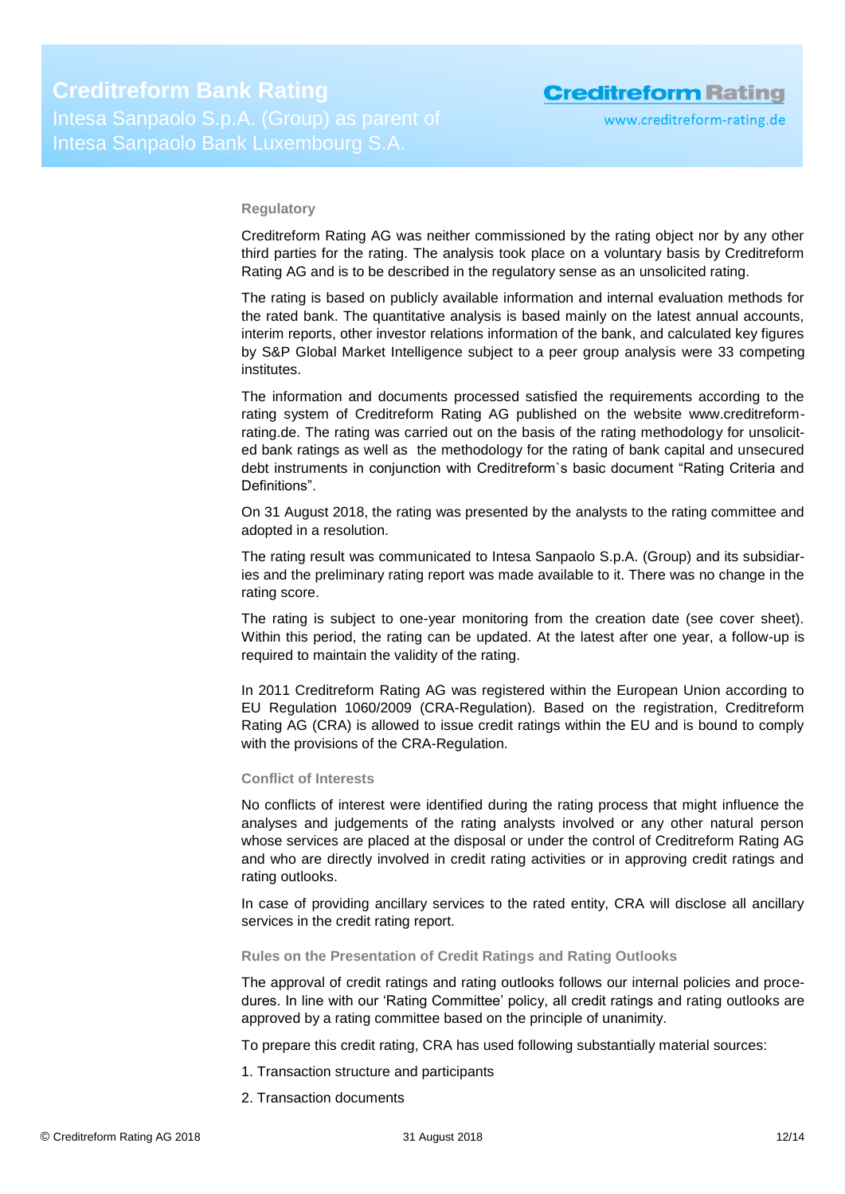## Regulatory

Creditreform Rating AG was neither commissioned by the rating object nor by any other third parties for the rating. The analysis took place on a voluntary basis by Creditreform Rating AG and is to be described in the regulatory sense as an unsolicited rating.

The rating is based on publicly available information and internal evaluation methods for the rated bank. The quantitative analysis is based mainly on the latest annual accounts, interim reports, other investor relations information of the bank, and calculated key figures by S&P Global Market Intelligence subject to a peer group analysis were 33 competing institutes.

The information and documents processed satisfied the requirements according to the rating system of Creditreform Rating AG published on the website www.creditreform-rating.de. The rating was carried out on the basis of the rating methodology for unsolicited bank ratings as well as the methodology for the rating of bank capital and unsecured debt instruments in conjunction with Creditreform`s basic document "Rating Criteria and Definitions".

On 31 August 2018, the rating was presented by the analysts to the rating committee and adopted in a resolution.

The rating result was communicated to Intesa Sanpaolo S.p.A. (Group) and its subsidiaries and the preliminary rating report was made available to it. There was no change in the rating score.

The rating is subject to one-year monitoring from the creation date (see cover sheet). Within this period, the rating can be updated. At the latest after one year, a follow-up is required to maintain the validity of the rating.

In 2011 Creditreform Rating AG was registered within the European Union according to EU Regulation 1060/2009 (CRA-Regulation). Based on the registration, Creditreform Rating AG (CRA) is allowed to issue credit ratings within the EU and is bound to comply with the provisions of the CRA-Regulation.

## Conflict of Interests

No conflicts of interest were identified during the rating process that might influence the analyses and judgements of the rating analysts involved or any other natural person whose services are placed at the disposal or under the control of Creditreform Rating AG and who are directly involved in credit rating activities or in approving credit ratings and rating outlooks.

In case of providing ancillary services to the rated entity, CRA will disclose all ancillary services in the credit rating report.

## Rules on the Presentation of Credit Ratings and Rating Outlooks

The approval of credit ratings and rating outlooks follows our internal policies and procedures. In line with our 'Rating Committee' policy, all credit ratings and rating outlooks are approved by a rating committee based on the principle of unanimity.

To prepare this credit rating, CRA has used following substantially material sources:

1. Transaction structure and participants
2. Transaction documents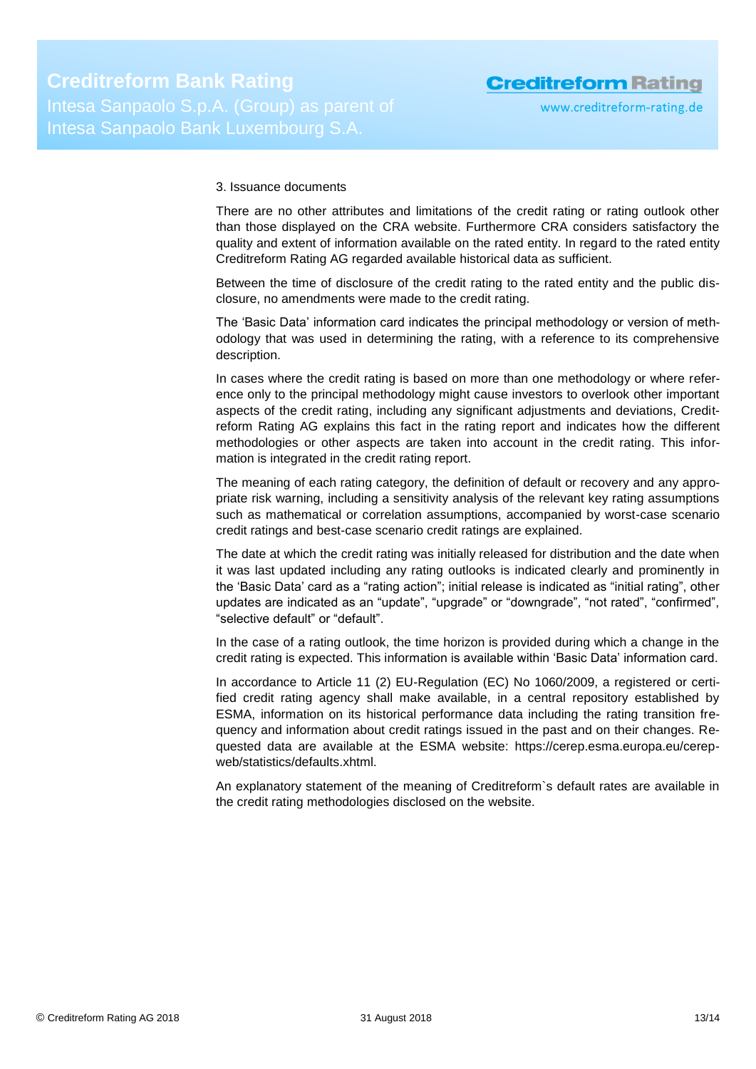3. Issuance documents

There are no other attributes and limitations of the credit rating or rating outlook other than those displayed on the CRA website. Furthermore CRA considers satisfactory the quality and extent of information available on the rated entity. In regard to the rated entity Creditreform Rating AG regarded available historical data as sufficient.

Between the time of disclosure of the credit rating to the rated entity and the public disclosure, no amendments were made to the credit rating.

The 'Basic Data' information card indicates the principal methodology or version of methodology that was used in determining the rating, with a reference to its comprehensive description.

In cases where the credit rating is based on more than one methodology or where reference only to the principal methodology might cause investors to overlook other important aspects of the credit rating, including any significant adjustments and deviations, Creditreform Rating AG explains this fact in the rating report and indicates how the different methodologies or other aspects are taken into account in the credit rating. This information is integrated in the credit rating report.

The meaning of each rating category, the definition of default or recovery and any appropriate risk warning, including a sensitivity analysis of the relevant key rating assumptions such as mathematical or correlation assumptions, accompanied by worst-case scenario credit ratings and best-case scenario credit ratings are explained.

The date at which the credit rating was initially released for distribution and the date when it was last updated including any rating outlooks is indicated clearly and prominently in the 'Basic Data' card as a "rating action"; initial release is indicated as "initial rating", other updates are indicated as an "update", "upgrade" or "downgrade", "not rated", "confirmed", "selective default" or "default".

In the case of a rating outlook, the time horizon is provided during which a change in the credit rating is expected. This information is available within 'Basic Data' information card.

In accordance to Article 11 (2) EU-Regulation (EC) No 1060/2009, a registered or certified credit rating agency shall make available, in a central repository established by ESMA, information on its historical performance data including the rating transition frequency and information about credit ratings issued in the past and on their changes. Requested data are available at the ESMA website: https://cerep.esma.europa.eu/cerep-web/statistics/defaults.xhtml.

An explanatory statement of the meaning of Creditreform`s default rates are available in the credit rating methodologies disclosed on the website.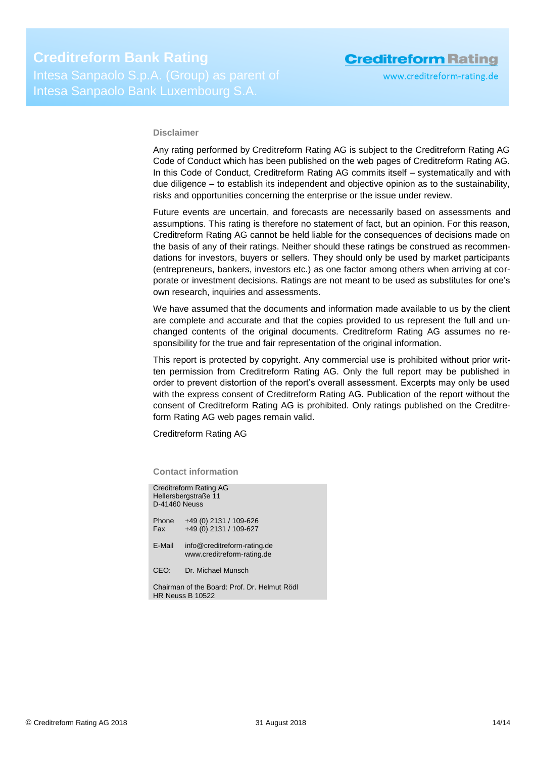### Disclaimer

Any rating performed by Creditreform Rating AG is subject to the Creditreform Rating AG Code of Conduct which has been published on the web pages of Creditreform Rating AG. In this Code of Conduct, Creditreform Rating AG commits itself – systematically and with due diligence – to establish its independent and objective opinion as to the sustainability, risks and opportunities concerning the enterprise or the issue under review.

Future events are uncertain, and forecasts are necessarily based on assessments and assumptions. This rating is therefore no statement of fact, but an opinion. For this reason, Creditreform Rating AG cannot be held liable for the consequences of decisions made on the basis of any of their ratings. Neither should these ratings be construed as recommendations for investors, buyers or sellers. They should only be used by market participants (entrepreneurs, bankers, investors etc.) as one factor among others when arriving at corporate or investment decisions. Ratings are not meant to be used as substitutes for one's own research, inquiries and assessments.

We have assumed that the documents and information made available to us by the client are complete and accurate and that the copies provided to us represent the full and unchanged contents of the original documents. Creditreform Rating AG assumes no responsibility for the true and fair representation of the original information.

This report is protected by copyright. Any commercial use is prohibited without prior written permission from Creditreform Rating AG. Only the full report may be published in order to prevent distortion of the report's overall assessment. Excerpts may only be used with the express consent of Creditreform Rating AG. Publication of the report without the consent of Creditreform Rating AG is prohibited. Only ratings published on the Creditreform Rating AG web pages remain valid.

Creditreform Rating AG

### Contact information

Creditreform Rating AG
Hellersbergstraße 11
D-41460 Neuss

Phone +49 (0) 2131 / 109-626
Fax +49 (0) 2131 / 109-627

E-Mail info@creditreform-rating.de
www.creditreform-rating.de

CEO: Dr. Michael Munsch

Chairman of the Board: Prof. Dr. Helmut Rödl
HR Neuss B 10522